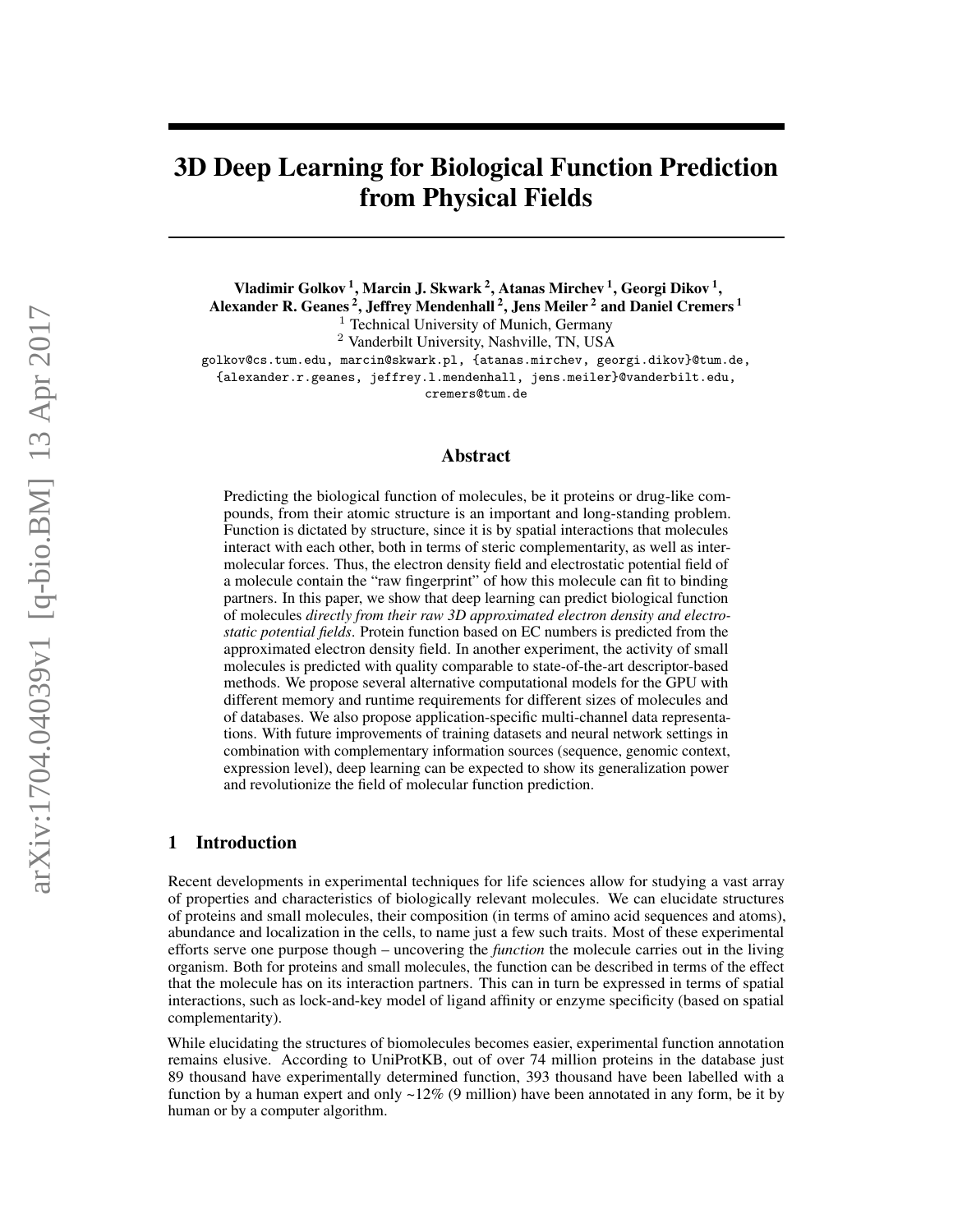# 3D Deep Learning for Biological Function Prediction from Physical Fields

**Vladimir Golkov [1], Marcin J. Skwark [2], Atanas Mirchev [1], Georgi Dikov [1], Alexander R. Geanes [2], Jeffrey Mendenhall [2], Jens Meiler [2] and Daniel Cremers [1]**

[1] Technical University of Munich, Germany
[2] Vanderbilt University, Nashville, TN, USA

golkov@cs.tum.edu, marcin@skwark.pl, {atanas.mirchev, georgi.dikov}@tum.de, {alexander.r.geanes, jeffrey.l.mendenhall, jens.meiler}@vanderbilt.edu, cremers@tum.de

## Abstract

Predicting the biological function of molecules, be it proteins or drug-like compounds, from their atomic structure is an important and long-standing problem. Function is dictated by structure, since it is by spatial interactions that molecules interact with each other, both in terms of steric complementarity, as well as intermolecular forces. Thus, the electron density field and electrostatic potential field of a molecule contain the "raw fingerprint" of how this molecule can fit to binding partners. In this paper, we show that deep learning can predict biological function of molecules *directly from their raw 3D approximated electron density and electrostatic potential fields*. Protein function based on EC numbers is predicted from the approximated electron density field. In another experiment, the activity of small molecules is predicted with quality comparable to state-of-the-art descriptor-based methods. We propose several alternative computational models for the GPU with different memory and runtime requirements for different sizes of molecules and of databases. We also propose application-specific multi-channel data representations. With future improvements of training datasets and neural network settings in combination with complementary information sources (sequence, genomic context, expression level), deep learning can be expected to show its generalization power and revolutionize the field of molecular function prediction.

## 1 Introduction

Recent developments in experimental techniques for life sciences allow for studying a vast array of properties and characteristics of biologically relevant molecules. We can elucidate structures of proteins and small molecules, their composition (in terms of amino acid sequences and atoms), abundance and localization in the cells, to name just a few such traits. Most of these experimental efforts serve one purpose though – uncovering the *function* the molecule carries out in the living organism. Both for proteins and small molecules, the function can be described in terms of the effect that the molecule has on its interaction partners. This can in turn be expressed in terms of spatial interactions, such as lock-and-key model of ligand affinity or enzyme specificity (based on spatial complementarity).

While elucidating the structures of biomolecules becomes easier, experimental function annotation remains elusive. According to UniProtKB, out of over 74 million proteins in the database just 89 thousand have experimentally determined function, 393 thousand have been labelled with a function by a human expert and only ~12% (9 million) have been annotated in any form, be it by human or by a computer algorithm.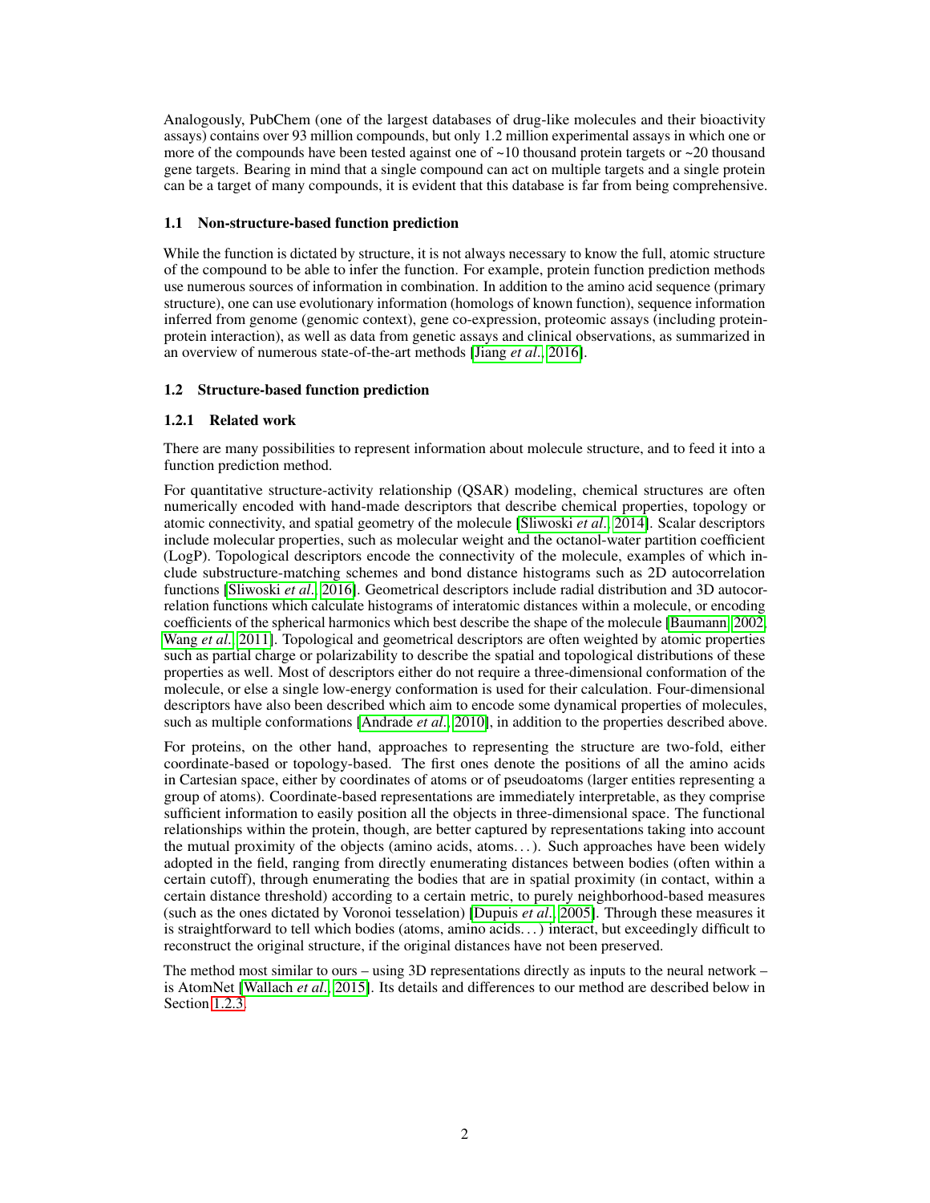Analogously, PubChem (one of the largest databases of drug-like molecules and their bioactivity assays) contains over 93 million compounds, but only 1.2 million experimental assays in which one or more of the compounds have been tested against one of ~10 thousand protein targets or ~20 thousand gene targets. Bearing in mind that a single compound can act on multiple targets and a single protein can be a target of many compounds, it is evident that this database is far from being comprehensive.

### 1.1 Non-structure-based function prediction

While the function is dictated by structure, it is not always necessary to know the full, atomic structure of the compound to be able to infer the function. For example, protein function prediction methods use numerous sources of information in combination. In addition to the amino acid sequence (primary structure), one can use evolutionary information (homologs of known function), sequence information inferred from genome (genomic context), gene co-expression, proteomic assays (including protein-protein interaction), as well as data from genetic assays and clinical observations, as summarized in an overview of numerous state-of-the-art methods [Jiang *et al.*, 2016].

### 1.2 Structure-based function prediction

#### 1.2.1 Related work

There are many possibilities to represent information about molecule structure, and to feed it into a function prediction method.

For quantitative structure-activity relationship (QSAR) modeling, chemical structures are often numerically encoded with hand-made descriptors that describe chemical properties, topology or atomic connectivity, and spatial geometry of the molecule [Sliwoski *et al.*, 2014]. Scalar descriptors include molecular properties, such as molecular weight and the octanol-water partition coefficient (LogP). Topological descriptors encode the connectivity of the molecule, examples of which include substructure-matching schemes and bond distance histograms such as 2D autocorrelation functions [Sliwoski *et al.*, 2016]. Geometrical descriptors include radial distribution and 3D autocorrelation functions which calculate histograms of interatomic distances within a molecule, or encoding coefficients of the spherical harmonics which best describe the shape of the molecule [Baumann, 2002; Wang *et al.*, 2011]. Topological and geometrical descriptors are often weighted by atomic properties such as partial charge or polarizability to describe the spatial and topological distributions of these properties as well. Most of descriptors either do not require a three-dimensional conformation of the molecule, or else a single low-energy conformation is used for their calculation. Four-dimensional descriptors have also been described which aim to encode some dynamical properties of molecules, such as multiple conformations [Andrade *et al.*, 2010], in addition to the properties described above.

For proteins, on the other hand, approaches to representing the structure are two-fold, either coordinate-based or topology-based. The first ones denote the positions of all the amino acids in Cartesian space, either by coordinates of atoms or of pseudoatoms (larger entities representing a group of atoms). Coordinate-based representations are immediately interpretable, as they comprise sufficient information to easily position all the objects in three-dimensional space. The functional relationships within the protein, though, are better captured by representations taking into account the mutual proximity of the objects (amino acids, atoms…). Such approaches have been widely adopted in the field, ranging from directly enumerating distances between bodies (often within a certain cutoff), through enumerating the bodies that are in spatial proximity (in contact, within a certain distance threshold) according to a certain metric, to purely neighborhood-based measures (such as the ones dictated by Voronoi tesselation) [Dupuis *et al.*, 2005]. Through these measures it is straightforward to tell which bodies (atoms, amino acids…) interact, but exceedingly difficult to reconstruct the original structure, if the original distances have not been preserved.

The method most similar to ours – using 3D representations directly as inputs to the neural network – is AtomNet [Wallach *et al.*, 2015]. Its details and differences to our method are described below in Section 1.2.3.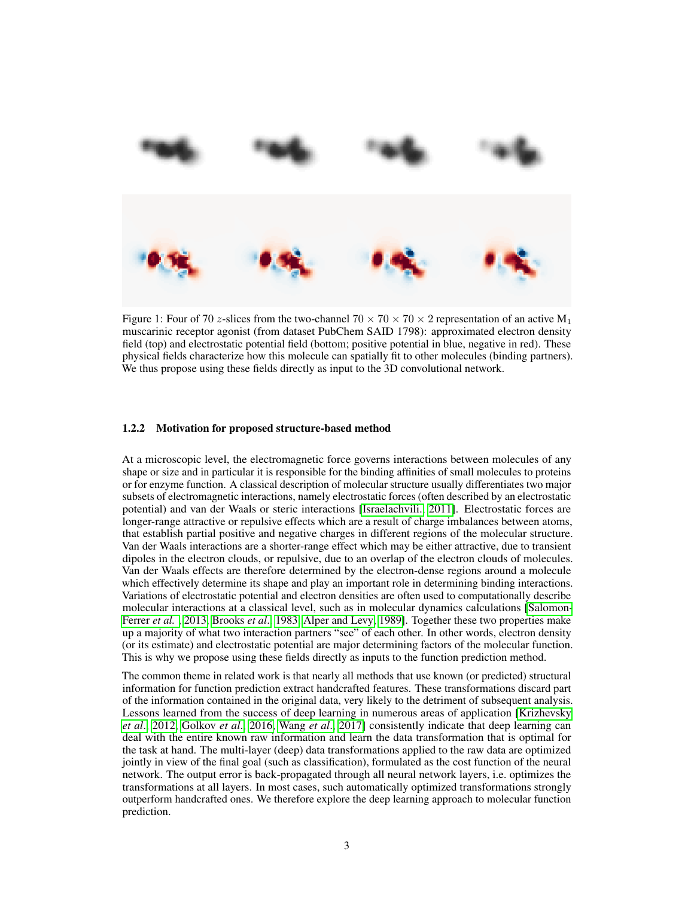Figure 1: Four of 70 $z$-slices from the two-channel $70 \times 70 \times 70 \times 2$ representation of an active $M_1$ muscarinic receptor agonist (from dataset PubChem SAID 1798): approximated electron density field (top) and electrostatic potential field (bottom; positive potential in blue, negative in red). These physical fields characterize how this molecule can spatially fit to other molecules (binding partners). We thus propose using these fields directly as input to the 3D convolutional network.

#### 1.2.2 Motivation for proposed structure-based method

At a microscopic level, the electromagnetic force governs interactions between molecules of any shape or size and in particular it is responsible for the binding affinities of small molecules to proteins or for enzyme function. A classical description of molecular structure usually differentiates two major subsets of electromagnetic interactions, namely electrostatic forces (often described by an electrostatic potential) and van der Waals or steric interactions [Israelachvili, 2011]. Electrostatic forces are longer-range attractive or repulsive effects which are a result of charge imbalances between atoms, that establish partial positive and negative charges in different regions of the molecular structure. Van der Waals interactions are a shorter-range effect which may be either attractive, due to transient dipoles in the electron clouds, or repulsive, due to an overlap of the electron clouds of molecules. Van der Waals effects are therefore determined by the electron-dense regions around a molecule which effectively determine its shape and play an important role in determining binding interactions. Variations of electrostatic potential and electron densities are often used to computationally describe molecular interactions at a classical level, such as in molecular dynamics calculations [Salomon-Ferrer *et al.*, 2013; Brooks *et al.*, 1983; Alper and Levy, 1989]. Together these two properties make up a majority of what two interaction partners "see" of each other. In other words, electron density (or its estimate) and electrostatic potential are major determining factors of the molecular function. This is why we propose using these fields directly as inputs to the function prediction method.

The common theme in related work is that nearly all methods that use known (or predicted) structural information for function prediction extract handcrafted features. These transformations discard part of the information contained in the original data, very likely to the detriment of subsequent analysis. Lessons learned from the success of deep learning in numerous areas of application [Krizhevsky *et al.*, 2012; Golkov *et al.*, 2016; Wang *et al.*, 2017] consistently indicate that deep learning can deal with the entire known raw information and learn the data transformation that is optimal for the task at hand. The multi-layer (deep) data transformations applied to the raw data are optimized jointly in view of the final goal (such as classification), formulated as the cost function of the neural network. The output error is back-propagated through all neural network layers, i.e. optimizes the transformations at all layers. In most cases, such automatically optimized transformations strongly outperform handcrafted ones. We therefore explore the deep learning approach to molecular function prediction.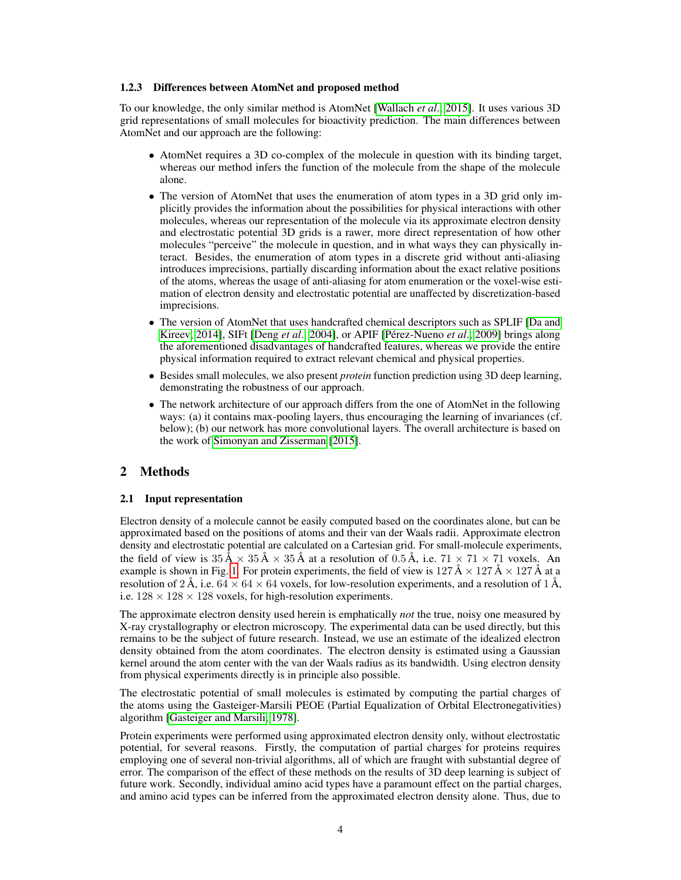### 1.2.3 Differences between AtomNet and proposed method

To our knowledge, the only similar method is AtomNet [Wallach *et al.*, 2015]. It uses various 3D grid representations of small molecules for bioactivity prediction. The main differences between AtomNet and our approach are the following:

- AtomNet requires a 3D co-complex of the molecule in question with its binding target, whereas our method infers the function of the molecule from the shape of the molecule alone.
- The version of AtomNet that uses the enumeration of atom types in a 3D grid only implicitly provides the information about the possibilities for physical interactions with other molecules, whereas our representation of the molecule via its approximate electron density and electrostatic potential 3D grids is a rawer, more direct representation of how other molecules "perceive" the molecule in question, and in what ways they can physically interact. Besides, the enumeration of atom types in a discrete grid without anti-aliasing introduces imprecisions, partially discarding information about the exact relative positions of the atoms, whereas the usage of anti-aliasing for atom enumeration or the voxel-wise estimation of electron density and electrostatic potential are unaffected by discretization-based imprecisions.
- The version of AtomNet that uses handcrafted chemical descriptors such as SPLIF [Da and Kireev, 2014], SIFt [Deng *et al.*, 2004], or APIF [Pérez-Nueno *et al.*, 2009] brings along the aforementioned disadvantages of handcrafted features, whereas we provide the entire physical information required to extract relevant chemical and physical properties.
- Besides small molecules, we also present *protein* function prediction using 3D deep learning, demonstrating the robustness of our approach.
- The network architecture of our approach differs from the one of AtomNet in the following ways: (a) it contains max-pooling layers, thus encouraging the learning of invariances (cf. below); (b) our network has more convolutional layers. The overall architecture is based on the work of Simonyan and Zisserman [2015].

## 2 Methods

### 2.1 Input representation

Electron density of a molecule cannot be easily computed based on the coordinates alone, but can be approximated based on the positions of atoms and their van der Waals radii. Approximate electron density and electrostatic potential are calculated on a Cartesian grid. For small-molecule experiments, the field of view is $35\,\text{Å} \times 35\,\text{Å} \times 35\,\text{Å}$ at a resolution of $0.5\,\text{Å}$, i.e. $71 \times 71 \times 71$ voxels. An example is shown in Fig. 1. For protein experiments, the field of view is $127\,\text{Å} \times 127\,\text{Å} \times 127\,\text{Å}$ at a resolution of $2\,\text{Å}$, i.e. $64 \times 64 \times 64$ voxels, for low-resolution experiments, and a resolution of $1\,\text{Å}$, i.e. $128 \times 128 \times 128$ voxels, for high-resolution experiments.

The approximate electron density used herein is emphatically *not* the true, noisy one measured by X-ray crystallography or electron microscopy. The experimental data can be used directly, but this remains to be the subject of future research. Instead, we use an estimate of the idealized electron density obtained from the atom coordinates. The electron density is estimated using a Gaussian kernel around the atom center with the van der Waals radius as its bandwidth. Using electron density from physical experiments directly is in principle also possible.

The electrostatic potential of small molecules is estimated by computing the partial charges of the atoms using the Gasteiger-Marsili PEOE (Partial Equalization of Orbital Electronegativities) algorithm [Gasteiger and Marsili, 1978].

Protein experiments were performed using approximated electron density only, without electrostatic potential, for several reasons. Firstly, the computation of partial charges for proteins requires employing one of several non-trivial algorithms, all of which are fraught with substantial degree of error. The comparison of the effect of these methods on the results of 3D deep learning is subject of future work. Secondly, individual amino acid types have a paramount effect on the partial charges, and amino acid types can be inferred from the approximated electron density alone. Thus, due to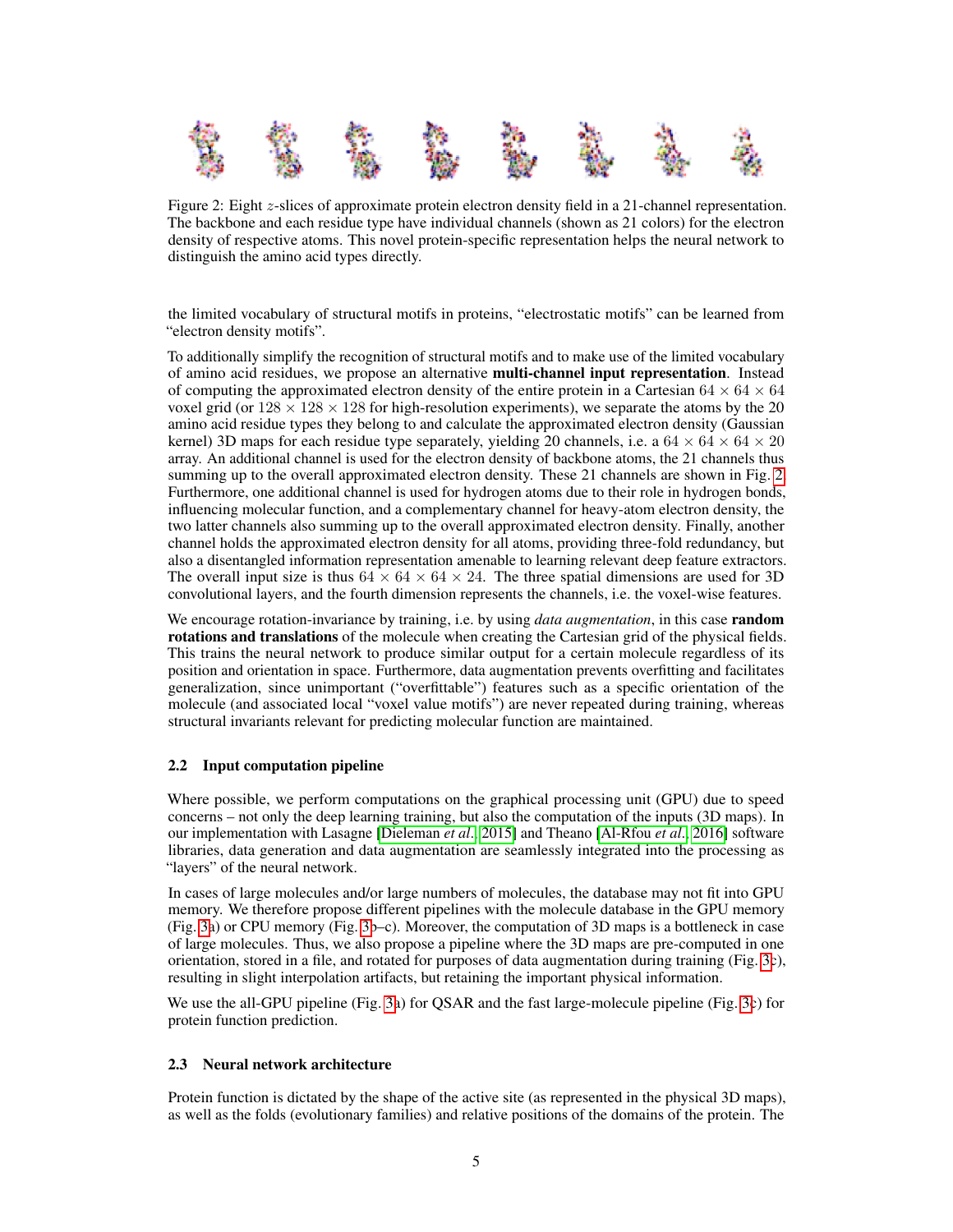Figure 2: Eight $z$-slices of approximate protein electron density field in a 21-channel representation. The backbone and each residue type have individual channels (shown as 21 colors) for the electron density of respective atoms. This novel protein-specific representation helps the neural network to distinguish the amino acid types directly.

the limited vocabulary of structural motifs in proteins, "electrostatic motifs" can be learned from "electron density motifs".

To additionally simplify the recognition of structural motifs and to make use of the limited vocabulary of amino acid residues, we propose an alternative **multi-channel input representation**. Instead of computing the approximated electron density of the entire protein in a Cartesian $64 \times 64 \times 64$ voxel grid (or $128 \times 128 \times 128$ for high-resolution experiments), we separate the atoms by the 20 amino acid residue types they belong to and calculate the approximated electron density (Gaussian kernel) 3D maps for each residue type separately, yielding 20 channels, i.e. a $64 \times 64 \times 64 \times 20$ array. An additional channel is used for the electron density of backbone atoms, the 21 channels thus summing up to the overall approximated electron density. These 21 channels are shown in Fig. 2. Furthermore, one additional channel is used for hydrogen atoms due to their role in hydrogen bonds, influencing molecular function, and a complementary channel for heavy-atom electron density, the two latter channels also summing up to the overall approximated electron density. Finally, another channel holds the approximated electron density for all atoms, providing three-fold redundancy, but also a disentangled information representation amenable to learning relevant deep feature extractors. The overall input size is thus $64 \times 64 \times 64 \times 24$. The three spatial dimensions are used for 3D convolutional layers, and the fourth dimension represents the channels, i.e. the voxel-wise features.

We encourage rotation-invariance by training, i.e. by using *data augmentation*, in this case **random rotations and translations** of the molecule when creating the Cartesian grid of the physical fields. This trains the neural network to produce similar output for a certain molecule regardless of its position and orientation in space. Furthermore, data augmentation prevents overfitting and facilitates generalization, since unimportant ("overfittable") features such as a specific orientation of the molecule (and associated local "voxel value motifs") are never repeated during training, whereas structural invariants relevant for predicting molecular function are maintained.

### 2.2 Input computation pipeline

Where possible, we perform computations on the graphical processing unit (GPU) due to speed concerns – not only the deep learning training, but also the computation of the inputs (3D maps). In our implementation with Lasagne [Dieleman *et al.*, 2015] and Theano [Al-Rfou *et al.*, 2016] software libraries, data generation and data augmentation are seamlessly integrated into the processing as "layers" of the neural network.

In cases of large molecules and/or large numbers of molecules, the database may not fit into GPU memory. We therefore propose different pipelines with the molecule database in the GPU memory (Fig. 3a) or CPU memory (Fig. 3b–c). Moreover, the computation of 3D maps is a bottleneck in case of large molecules. Thus, we also propose a pipeline where the 3D maps are pre-computed in one orientation, stored in a file, and rotated for purposes of data augmentation during training (Fig. 3c), resulting in slight interpolation artifacts, but retaining the important physical information.

We use the all-GPU pipeline (Fig. 3a) for QSAR and the fast large-molecule pipeline (Fig. 3c) for protein function prediction.

### 2.3 Neural network architecture

Protein function is dictated by the shape of the active site (as represented in the physical 3D maps), as well as the folds (evolutionary families) and relative positions of the domains of the protein. The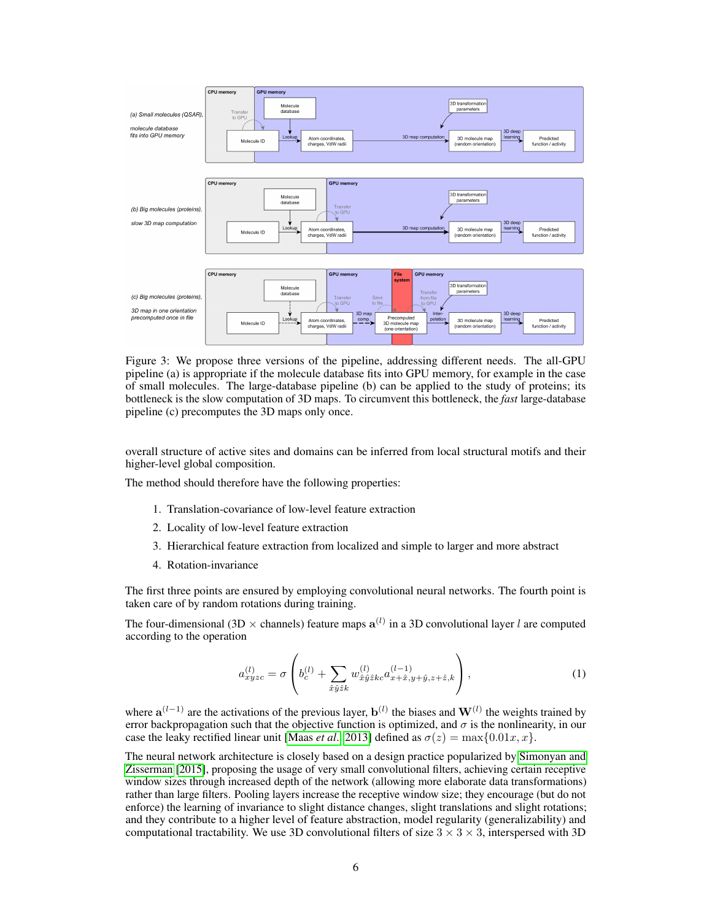Figure 3: We propose three versions of the pipeline, addressing different needs. The all-GPU pipeline (a) is appropriate if the molecule database fits into GPU memory, for example in the case of small molecules. The large-database pipeline (b) can be applied to the study of proteins; its bottleneck is the slow computation of 3D maps. To circumvent this bottleneck, the *fast* large-database pipeline (c) precomputes the 3D maps only once.

overall structure of active sites and domains can be inferred from local structural motifs and their higher-level global composition.

The method should therefore have the following properties:

1. Translation-covariance of low-level feature extraction
2. Locality of low-level feature extraction
3. Hierarchical feature extraction from localized and simple to larger and more abstract
4. Rotation-invariance

The first three points are ensured by employing convolutional neural networks. The fourth point is taken care of by random rotations during training.

The four-dimensional (3D $\times$ channels) feature maps $\mathbf{a}^{(l)}$ in a 3D convolutional layer $l$ are computed according to the operation

$$a^{(l)}_{xyzc} = \sigma\left(b^{(l)}_c + \sum_{\hat{x}\hat{y}\hat{z}k} w^{(l)}_{\hat{x}\hat{y}\hat{z}kc} a^{(l-1)}_{x+\hat{x},y+\hat{y},z+\hat{z},k}\right), \tag{1}$$

where $\mathbf{a}^{(l-1)}$ are the activations of the previous layer, $\mathbf{b}^{(l)}$ the biases and $\mathbf{W}^{(l)}$ the weights trained by error backpropagation such that the objective function is optimized, and $\sigma$ is the nonlinearity, in our case the leaky rectified linear unit [Maas *et al.*, 2013] defined as $\sigma(z) = \max\{0.01x, x\}$.

The neural network architecture is closely based on a design practice popularized by Simonyan and Zisserman [2015], proposing the usage of very small convolutional filters, achieving certain receptive window sizes through increased depth of the network (allowing more elaborate data transformations) rather than large filters. Pooling layers increase the receptive window size; they encourage (but do not enforce) the learning of invariance to slight distance changes, slight translations and slight rotations; and they contribute to a higher level of feature abstraction, model regularity (generalizability) and computational tractability. We use 3D convolutional filters of size $3 \times 3 \times 3$, interspersed with 3D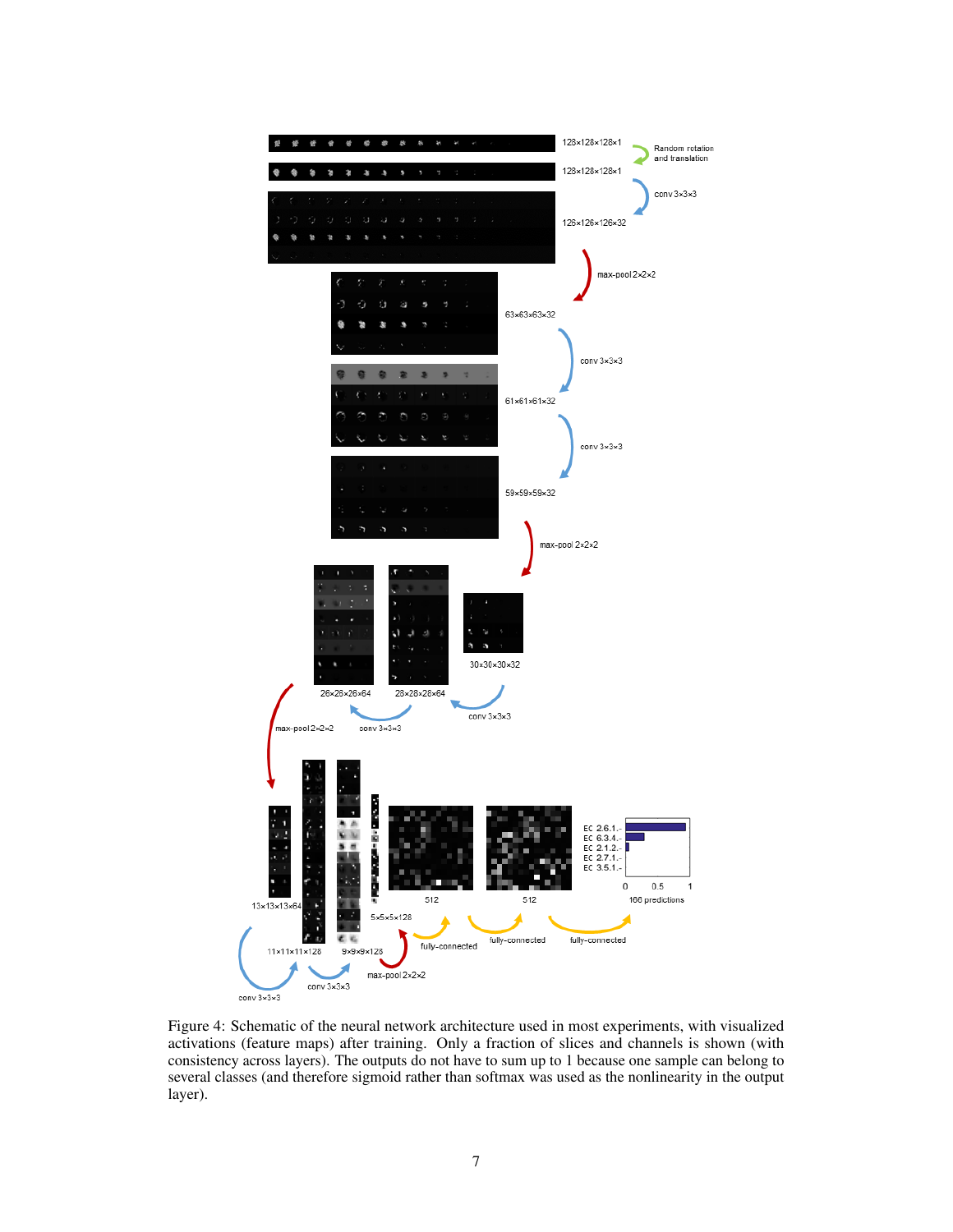Figure 4: Schematic of the neural network architecture used in most experiments, with visualized activations (feature maps) after training. Only a fraction of slices and channels is shown (with consistency across layers). The outputs do not have to sum up to 1 because one sample can belong to several classes (and therefore sigmoid rather than softmax was used as the nonlinearity in the output layer).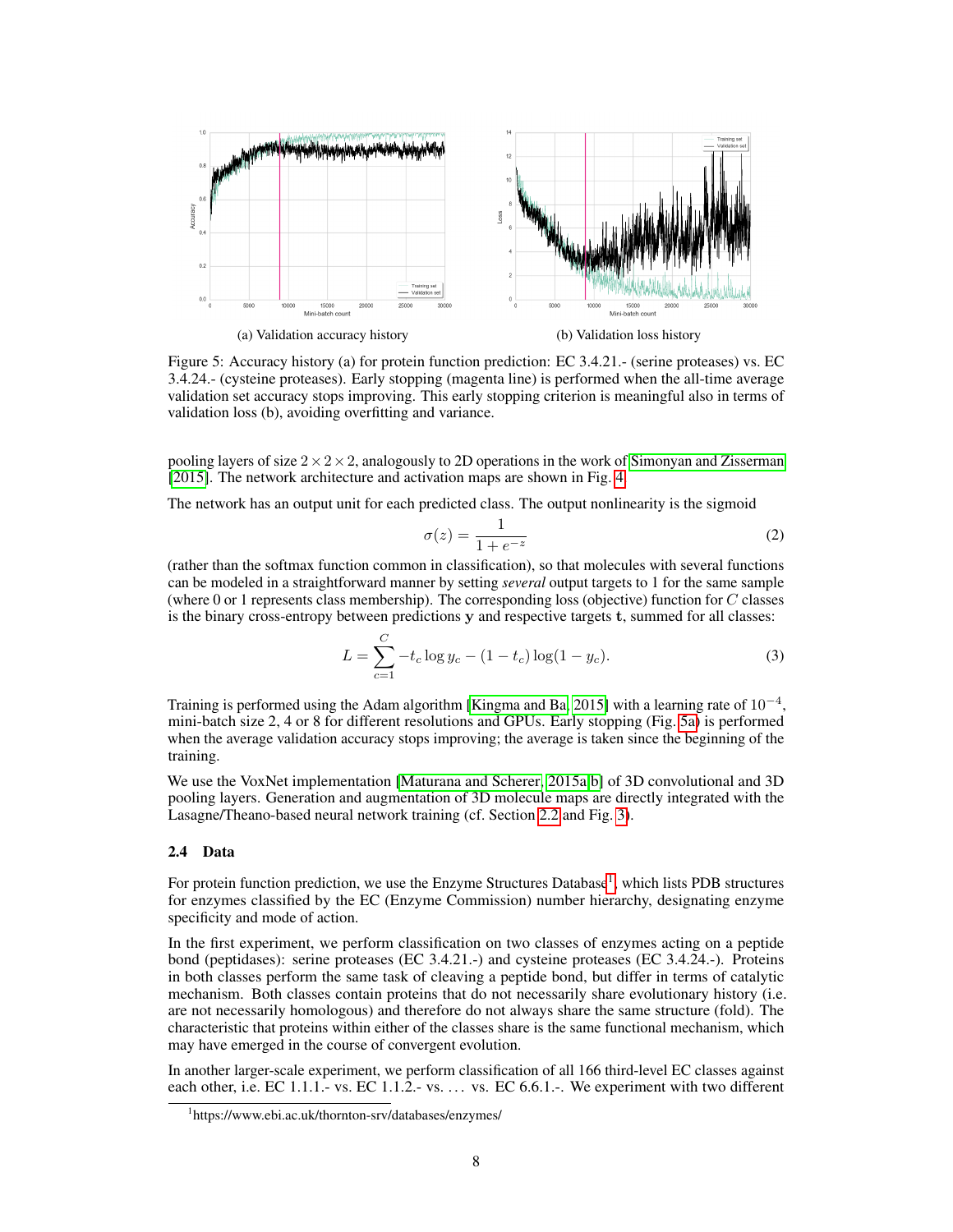(a) Validation accuracy history

(b) Validation loss history

Figure 5: Accuracy history (a) for protein function prediction: EC 3.4.21.- (serine proteases) vs. EC 3.4.24.- (cysteine proteases). Early stopping (magenta line) is performed when the all-time average validation set accuracy stops improving. This early stopping criterion is meaningful also in terms of validation loss (b), avoiding overfitting and variance.

pooling layers of size $2 \times 2 \times 2$, analogously to 2D operations in the work of Simonyan and Zisserman [2015]. The network architecture and activation maps are shown in Fig. 4.

The network has an output unit for each predicted class. The output nonlinearity is the sigmoid

$$\sigma(z) = \frac{1}{1 + e^{-z}} \tag{2}$$

(rather than the softmax function common in classification), so that molecules with several functions can be modeled in a straightforward manner by setting *several* output targets to 1 for the same sample (where 0 or 1 represents class membership). The corresponding loss (objective) function for $C$ classes is the binary cross-entropy between predictions $\mathbf{y}$ and respective targets $\mathbf{t}$, summed for all classes:

$$L = \sum_{c=1}^{C} -t_c \log y_c - (1 - t_c) \log(1 - y_c). \tag{3}$$

Training is performed using the Adam algorithm [Kingma and Ba, 2015] with a learning rate of $10^{-4}$, mini-batch size 2, 4 or 8 for different resolutions and GPUs. Early stopping (Fig. 5a) is performed when the average validation accuracy stops improving; the average is taken since the beginning of the training.

We use the VoxNet implementation [Maturana and Scherer, 2015a,b] of 3D convolutional and 3D pooling layers. Generation and augmentation of 3D molecule maps are directly integrated with the Lasagne/Theano-based neural network training (cf. Section 2.2 and Fig. 3).

### 2.4 Data

For protein function prediction, we use the Enzyme Structures Database[1], which lists PDB structures for enzymes classified by the EC (Enzyme Commission) number hierarchy, designating enzyme specificity and mode of action.

In the first experiment, we perform classification on two classes of enzymes acting on a peptide bond (peptidases): serine proteases (EC 3.4.21.-) and cysteine proteases (EC 3.4.24.-). Proteins in both classes perform the same task of cleaving a peptide bond, but differ in terms of catalytic mechanism. Both classes contain proteins that do not necessarily share evolutionary history (i.e. are not necessarily homologous) and therefore do not always share the same structure (fold). The characteristic that proteins within either of the classes share is the same functional mechanism, which may have emerged in the course of convergent evolution.

In another larger-scale experiment, we perform classification of all 166 third-level EC classes against each other, i.e. EC 1.1.1.- vs. EC 1.1.2.- vs. … vs. EC 6.6.1.-. We experiment with two different

[1] https://www.ebi.ac.uk/thornton-srv/databases/enzymes/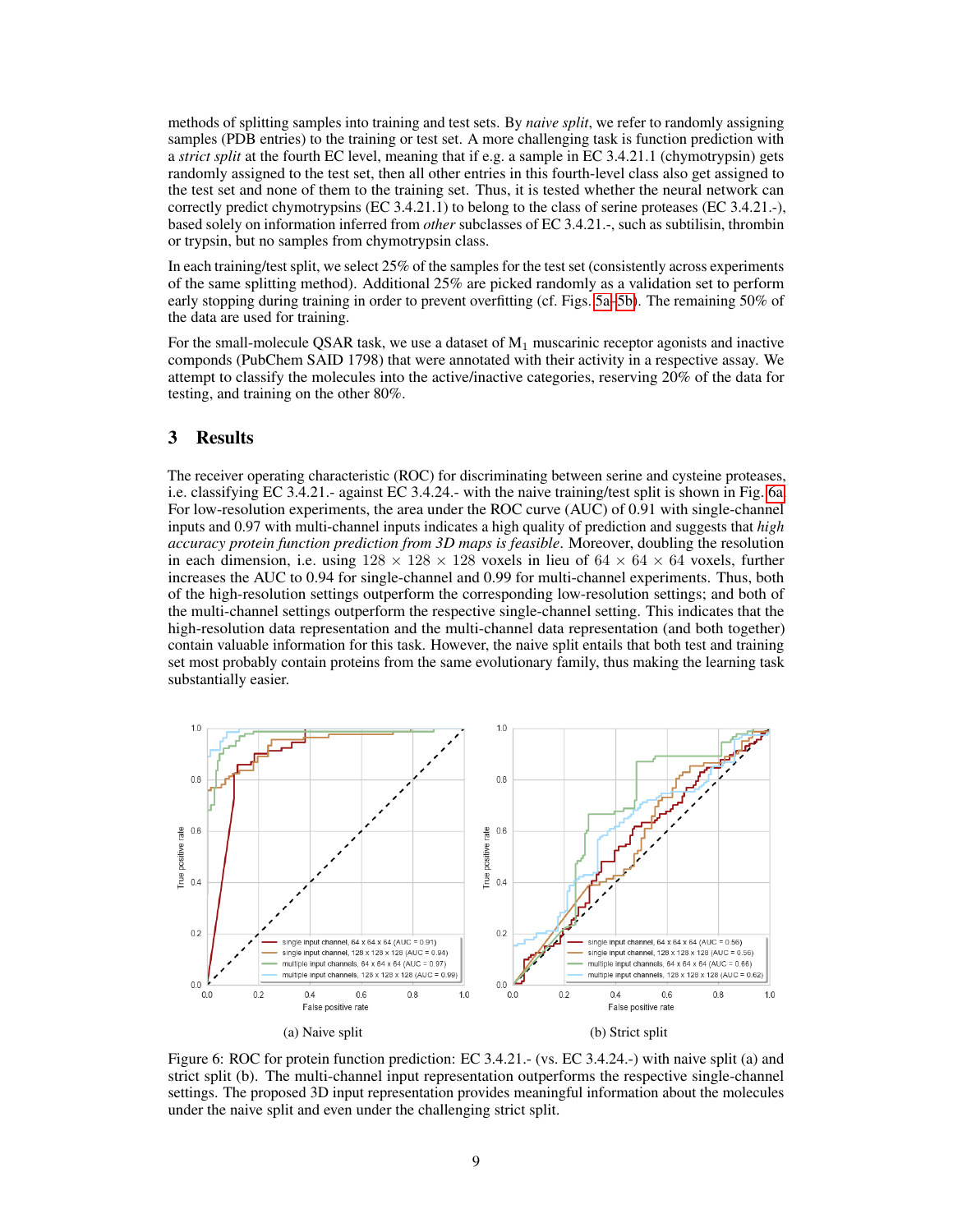methods of splitting samples into training and test sets. By *naive split*, we refer to randomly assigning samples (PDB entries) to the training or test set. A more challenging task is function prediction with a *strict split* at the fourth EC level, meaning that if e.g. a sample in EC 3.4.21.1 (chymotrypsin) gets randomly assigned to the test set, then all other entries in this fourth-level class also get assigned to the test set and none of them to the training set. Thus, it is tested whether the neural network can correctly predict chymotrypsins (EC 3.4.21.1) to belong to the class of serine proteases (EC 3.4.21.-), based solely on information inferred from *other* subclasses of EC 3.4.21.-, such as subtilisin, thrombin or trypsin, but no samples from chymotrypsin class.

In each training/test split, we select 25% of the samples for the test set (consistently across experiments of the same splitting method). Additional 25% are picked randomly as a validation set to perform early stopping during training in order to prevent overfitting (cf. Figs. 5a–5b). The remaining 50% of the data are used for training.

For the small-molecule QSAR task, we use a dataset of $M_1$ muscarinic receptor agonists and inactive componds (PubChem SAID 1798) that were annotated with their activity in a respective assay. We attempt to classify the molecules into the active/inactive categories, reserving 20% of the data for testing, and training on the other 80%.

## 3 Results

The receiver operating characteristic (ROC) for discriminating between serine and cysteine proteases, i.e. classifying EC 3.4.21.- against EC 3.4.24.- with the naive training/test split is shown in Fig. 6a. For low-resolution experiments, the area under the ROC curve (AUC) of 0.91 with single-channel inputs and 0.97 with multi-channel inputs indicates a high quality of prediction and suggests that *high accuracy protein function prediction from 3D maps is feasible*. Moreover, doubling the resolution in each dimension, i.e. using $128 \times 128 \times 128$ voxels in lieu of $64 \times 64 \times 64$ voxels, further increases the AUC to 0.94 for single-channel and 0.99 for multi-channel experiments. Thus, both of the high-resolution settings outperform the corresponding low-resolution settings; and both of the multi-channel settings outperform the respective single-channel setting. This indicates that the high-resolution data representation and the multi-channel data representation (and both together) contain valuable information for this task. However, the naive split entails that both test and training set most probably contain proteins from the same evolutionary family, thus making the learning task substantially easier.

(a) Naive split

(b) Strict split

Figure 6: ROC for protein function prediction: EC 3.4.21.- (vs. EC 3.4.24.-) with naive split (a) and strict split (b). The multi-channel input representation outperforms the respective single-channel settings. The proposed 3D input representation provides meaningful information about the molecules under the naive split and even under the challenging strict split.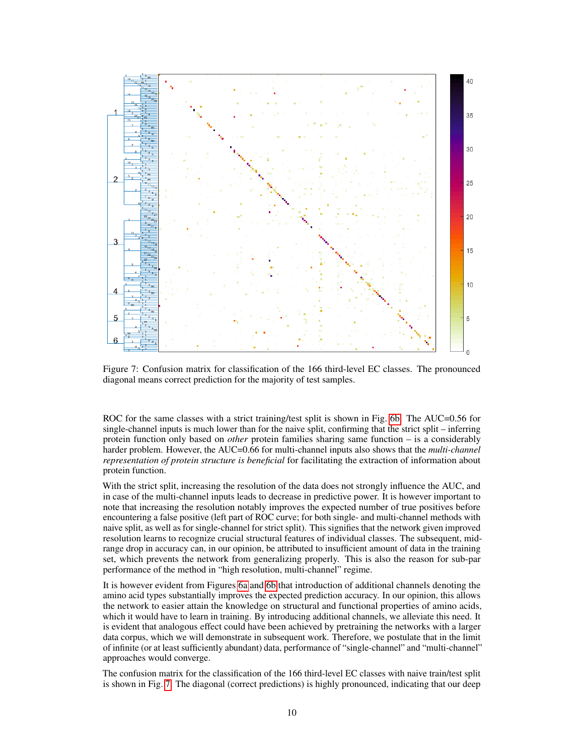Figure 7: Confusion matrix for classification of the 166 third-level EC classes. The pronounced diagonal means correct prediction for the majority of test samples.

ROC for the same classes with a strict training/test split is shown in Fig. 6b. The AUC=0.56 for single-channel inputs is much lower than for the naive split, confirming that the strict split – inferring protein function only based on *other* protein families sharing same function – is a considerably harder problem. However, the AUC=0.66 for multi-channel inputs also shows that the *multi-channel representation of protein structure is beneficial* for facilitating the extraction of information about protein function.

With the strict split, increasing the resolution of the data does not strongly influence the AUC, and in case of the multi-channel inputs leads to decrease in predictive power. It is however important to note that increasing the resolution notably improves the expected number of true positives before encountering a false positive (left part of ROC curve; for both single- and multi-channel methods with naive split, as well as for single-channel for strict split). This signifies that the network given improved resolution learns to recognize crucial structural features of individual classes. The subsequent, mid-range drop in accuracy can, in our opinion, be attributed to insufficient amount of data in the training set, which prevents the network from generalizing properly. This is also the reason for sub-par performance of the method in "high resolution, multi-channel" regime.

It is however evident from Figures 6a and 6b that introduction of additional channels denoting the amino acid types substantially improves the expected prediction accuracy. In our opinion, this allows the network to easier attain the knowledge on structural and functional properties of amino acids, which it would have to learn in training. By introducing additional channels, we alleviate this need. It is evident that analogous effect could have been achieved by pretraining the networks with a larger data corpus, which we will demonstrate in subsequent work. Therefore, we postulate that in the limit of infinite (or at least sufficiently abundant) data, performance of "single-channel" and "multi-channel" approaches would converge.

The confusion matrix for the classification of the 166 third-level EC classes with naive train/test split is shown in Fig. 7. The diagonal (correct predictions) is highly pronounced, indicating that our deep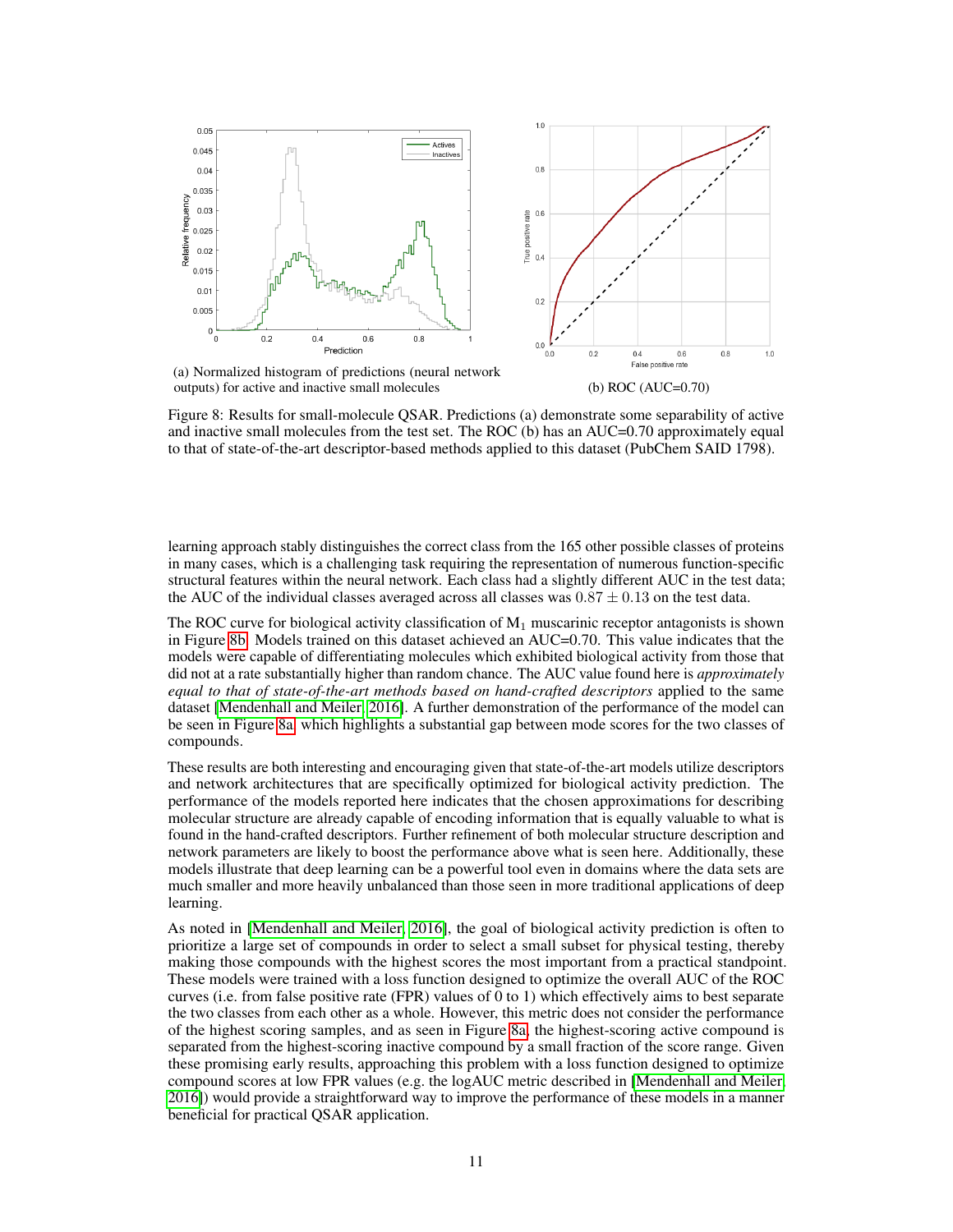(a) Normalized histogram of predictions (neural network outputs) for active and inactive small molecules

(b) ROC (AUC=0.70)

Figure 8: Results for small-molecule QSAR. Predictions (a) demonstrate some separability of active and inactive small molecules from the test set. The ROC (b) has an AUC=0.70 approximately equal to that of state-of-the-art descriptor-based methods applied to this dataset (PubChem SAID 1798).

learning approach stably distinguishes the correct class from the 165 other possible classes of proteins in many cases, which is a challenging task requiring the representation of numerous function-specific structural features within the neural network. Each class had a slightly different AUC in the test data; the AUC of the individual classes averaged across all classes was $0.87 \pm 0.13$ on the test data.

The ROC curve for biological activity classification of $M_1$ muscarinic receptor antagonists is shown in Figure 8b. Models trained on this dataset achieved an AUC=0.70. This value indicates that the models were capable of differentiating molecules which exhibited biological activity from those that did not at a rate substantially higher than random chance. The AUC value found here is *approximately equal to that of state-of-the-art methods based on hand-crafted descriptors* applied to the same dataset [Mendenhall and Meiler, 2016]. A further demonstration of the performance of the model can be seen in Figure 8a, which highlights a substantial gap between mode scores for the two classes of compounds.

These results are both interesting and encouraging given that state-of-the-art models utilize descriptors and network architectures that are specifically optimized for biological activity prediction. The performance of the models reported here indicates that the chosen approximations for describing molecular structure are already capable of encoding information that is equally valuable to what is found in the hand-crafted descriptors. Further refinement of both molecular structure description and network parameters are likely to boost the performance above what is seen here. Additionally, these models illustrate that deep learning can be a powerful tool even in domains where the data sets are much smaller and more heavily unbalanced than those seen in more traditional applications of deep learning.

As noted in [Mendenhall and Meiler, 2016], the goal of biological activity prediction is often to prioritize a large set of compounds in order to select a small subset for physical testing, thereby making those compounds with the highest scores the most important from a practical standpoint. These models were trained with a loss function designed to optimize the overall AUC of the ROC curves (i.e. from false positive rate (FPR) values of 0 to 1) which effectively aims to best separate the two classes from each other as a whole. However, this metric does not consider the performance of the highest scoring samples, and as seen in Figure 8a, the highest-scoring active compound is separated from the highest-scoring inactive compound by a small fraction of the score range. Given these promising early results, approaching this problem with a loss function designed to optimize compound scores at low FPR values (e.g. the logAUC metric described in [Mendenhall and Meiler, 2016]) would provide a straightforward way to improve the performance of these models in a manner beneficial for practical QSAR application.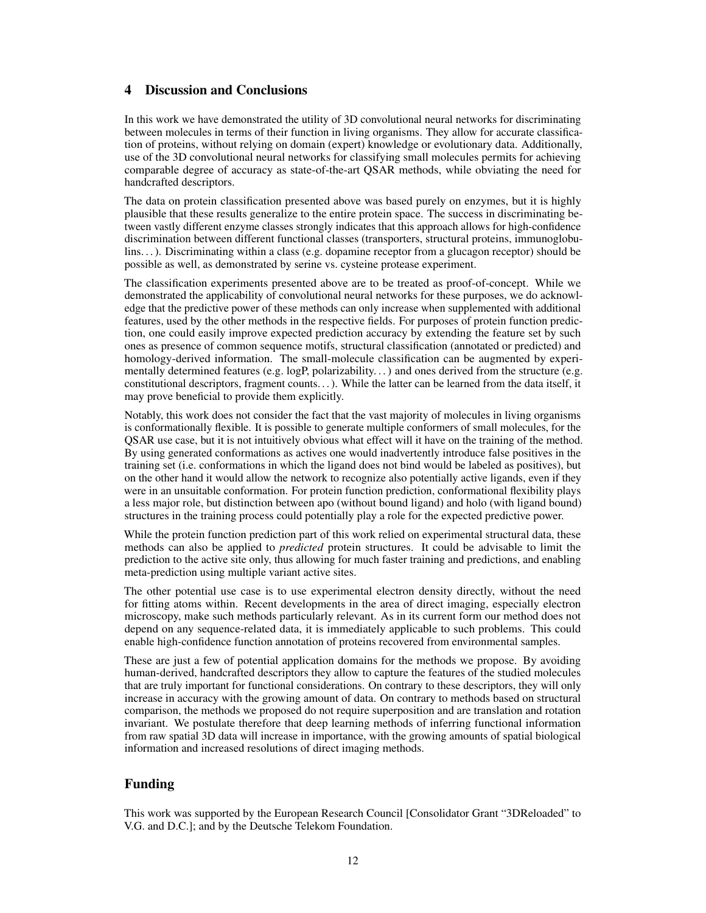## 4 Discussion and Conclusions

In this work we have demonstrated the utility of 3D convolutional neural networks for discriminating between molecules in terms of their function in living organisms. They allow for accurate classification of proteins, without relying on domain (expert) knowledge or evolutionary data. Additionally, use of the 3D convolutional neural networks for classifying small molecules permits for achieving comparable degree of accuracy as state-of-the-art QSAR methods, while obviating the need for handcrafted descriptors.

The data on protein classification presented above was based purely on enzymes, but it is highly plausible that these results generalize to the entire protein space. The success in discriminating between vastly different enzyme classes strongly indicates that this approach allows for high-confidence discrimination between different functional classes (transporters, structural proteins, immunoglobulins...). Discriminating within a class (e.g. dopamine receptor from a glucagon receptor) should be possible as well, as demonstrated by serine vs. cysteine protease experiment.

The classification experiments presented above are to be treated as proof-of-concept. While we demonstrated the applicability of convolutional neural networks for these purposes, we do acknowledge that the predictive power of these methods can only increase when supplemented with additional features, used by the other methods in the respective fields. For purposes of protein function prediction, one could easily improve expected prediction accuracy by extending the feature set by such ones as presence of common sequence motifs, structural classification (annotated or predicted) and homology-derived information. The small-molecule classification can be augmented by experimentally determined features (e.g. logP, polarizability...) and ones derived from the structure (e.g. constitutional descriptors, fragment counts...). While the latter can be learned from the data itself, it may prove beneficial to provide them explicitly.

Notably, this work does not consider the fact that the vast majority of molecules in living organisms is conformationally flexible. It is possible to generate multiple conformers of small molecules, for the QSAR use case, but it is not intuitively obvious what effect will it have on the training of the method. By using generated conformations as actives one would inadvertently introduce false positives in the training set (i.e. conformations in which the ligand does not bind would be labeled as positives), but on the other hand it would allow the network to recognize also potentially active ligands, even if they were in an unsuitable conformation. For protein function prediction, conformational flexibility plays a less major role, but distinction between apo (without bound ligand) and holo (with ligand bound) structures in the training process could potentially play a role for the expected predictive power.

While the protein function prediction part of this work relied on experimental structural data, these methods can also be applied to *predicted* protein structures. It could be advisable to limit the prediction to the active site only, thus allowing for much faster training and predictions, and enabling meta-prediction using multiple variant active sites.

The other potential use case is to use experimental electron density directly, without the need for fitting atoms within. Recent developments in the area of direct imaging, especially electron microscopy, make such methods particularly relevant. As in its current form our method does not depend on any sequence-related data, it is immediately applicable to such problems. This could enable high-confidence function annotation of proteins recovered from environmental samples.

These are just a few of potential application domains for the methods we propose. By avoiding human-derived, handcrafted descriptors they allow to capture the features of the studied molecules that are truly important for functional considerations. On contrary to these descriptors, they will only increase in accuracy with the growing amount of data. On contrary to methods based on structural comparison, the methods we proposed do not require superposition and are translation and rotation invariant. We postulate therefore that deep learning methods of inferring functional information from raw spatial 3D data will increase in importance, with the growing amounts of spatial biological information and increased resolutions of direct imaging methods.

## Funding

This work was supported by the European Research Council [Consolidator Grant "3DReloaded" to V.G. and D.C.]; and by the Deutsche Telekom Foundation.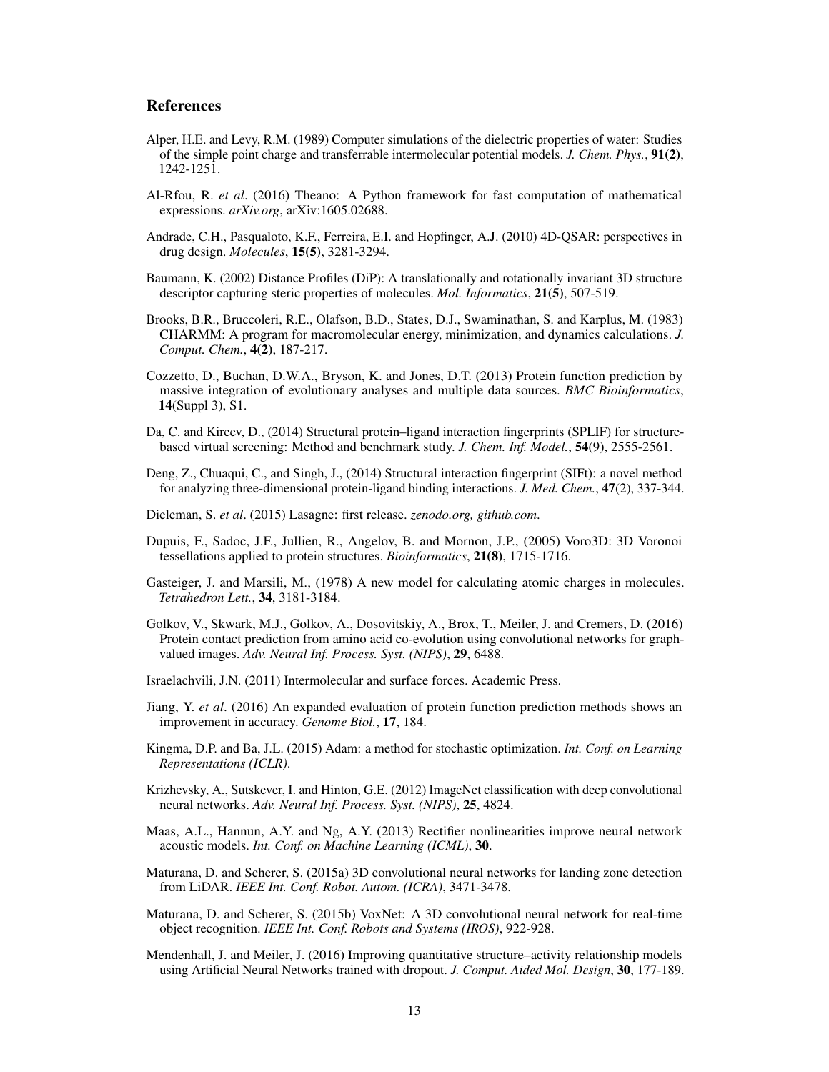## References

Alper, H.E. and Levy, R.M. (1989) Computer simulations of the dielectric properties of water: Studies of the simple point charge and transferrable intermolecular potential models. *J. Chem. Phys.*, **91(2)**, 1242-1251.

Al-Rfou, R. *et al*. (2016) Theano: A Python framework for fast computation of mathematical expressions. *arXiv.org*, arXiv:1605.02688.

Andrade, C.H., Pasqualoto, K.F., Ferreira, E.I. and Hopfinger, A.J. (2010) 4D-QSAR: perspectives in drug design. *Molecules*, **15(5)**, 3281-3294.

Baumann, K. (2002) Distance Profiles (DiP): A translationally and rotationally invariant 3D structure descriptor capturing steric properties of molecules. *Mol. Informatics*, **21(5)**, 507-519.

Brooks, B.R., Bruccoleri, R.E., Olafson, B.D., States, D.J., Swaminathan, S. and Karplus, M. (1983) CHARMM: A program for macromolecular energy, minimization, and dynamics calculations. *J. Comput. Chem.*, **4(2)**, 187-217.

Cozzetto, D., Buchan, D.W.A., Bryson, K. and Jones, D.T. (2013) Protein function prediction by massive integration of evolutionary analyses and multiple data sources. *BMC Bioinformatics*, **14**(Suppl 3), S1.

Da, C. and Kireev, D., (2014) Structural protein–ligand interaction fingerprints (SPLIF) for structure-based virtual screening: Method and benchmark study. *J. Chem. Inf. Model.*, **54**(9), 2555-2561.

Deng, Z., Chuaqui, C., and Singh, J., (2014) Structural interaction fingerprint (SIFt): a novel method for analyzing three-dimensional protein-ligand binding interactions. *J. Med. Chem.*, **47**(2), 337-344.

Dieleman, S. *et al*. (2015) Lasagne: first release. *zenodo.org, github.com*.

Dupuis, F., Sadoc, J.F., Jullien, R., Angelov, B. and Mornon, J.P., (2005) Voro3D: 3D Voronoi tessellations applied to protein structures. *Bioinformatics*, **21(8)**, 1715-1716.

Gasteiger, J. and Marsili, M., (1978) A new model for calculating atomic charges in molecules. *Tetrahedron Lett.*, **34**, 3181-3184.

Golkov, V., Skwark, M.J., Golkov, A., Dosovitskiy, A., Brox, T., Meiler, J. and Cremers, D. (2016) Protein contact prediction from amino acid co-evolution using convolutional networks for graph-valued images. *Adv. Neural Inf. Process. Syst. (NIPS)*, **29**, 6488.

Israelachvili, J.N. (2011) Intermolecular and surface forces. Academic Press.

Jiang, Y. *et al*. (2016) An expanded evaluation of protein function prediction methods shows an improvement in accuracy. *Genome Biol.*, **17**, 184.

Kingma, D.P. and Ba, J.L. (2015) Adam: a method for stochastic optimization. *Int. Conf. on Learning Representations (ICLR)*.

Krizhevsky, A., Sutskever, I. and Hinton, G.E. (2012) ImageNet classification with deep convolutional neural networks. *Adv. Neural Inf. Process. Syst. (NIPS)*, **25**, 4824.

Maas, A.L., Hannun, A.Y. and Ng, A.Y. (2013) Rectifier nonlinearities improve neural network acoustic models. *Int. Conf. on Machine Learning (ICML)*, **30**.

Maturana, D. and Scherer, S. (2015a) 3D convolutional neural networks for landing zone detection from LiDAR. *IEEE Int. Conf. Robot. Autom. (ICRA)*, 3471-3478.

Maturana, D. and Scherer, S. (2015b) VoxNet: A 3D convolutional neural network for real-time object recognition. *IEEE Int. Conf. Robots and Systems (IROS)*, 922-928.

Mendenhall, J. and Meiler, J. (2016) Improving quantitative structure–activity relationship models using Artificial Neural Networks trained with dropout. *J. Comput. Aided Mol. Design*, **30**, 177-189.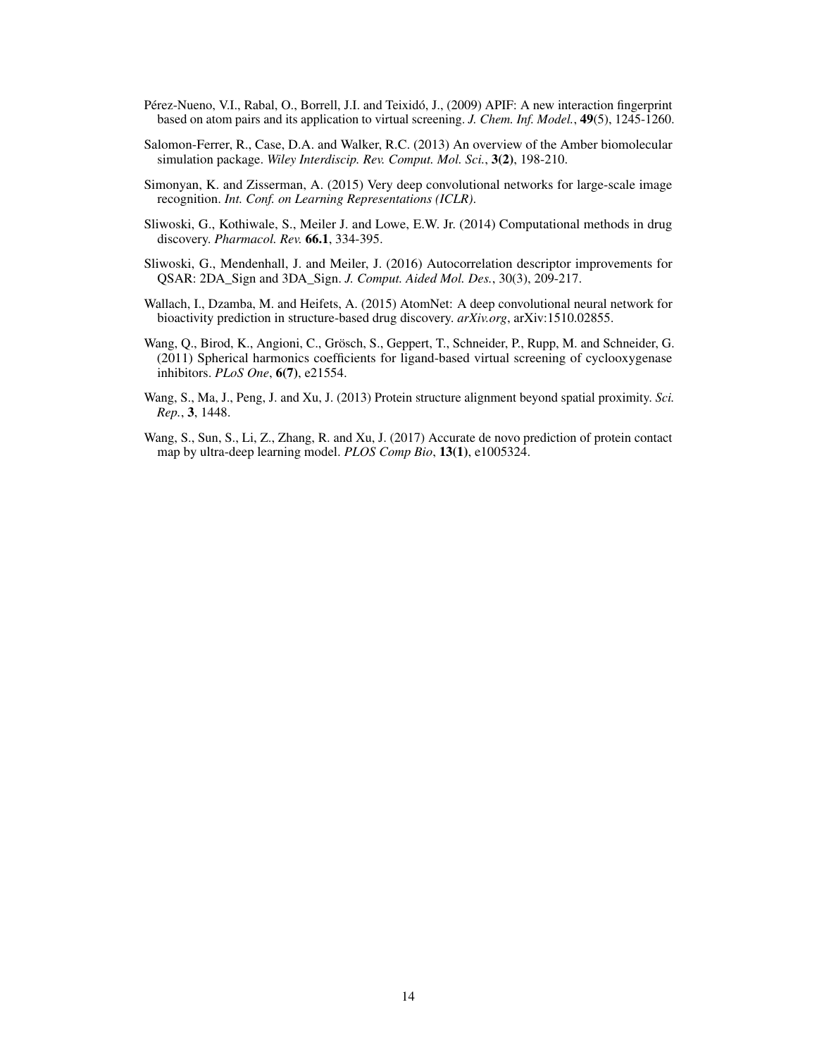Pérez-Nueno, V.I., Rabal, O., Borrell, J.I. and Teixidó, J., (2009) APIF: A new interaction fingerprint based on atom pairs and its application to virtual screening. *J. Chem. Inf. Model.*, **49**(5), 1245-1260.

Salomon-Ferrer, R., Case, D.A. and Walker, R.C. (2013) An overview of the Amber biomolecular simulation package. *Wiley Interdiscip. Rev. Comput. Mol. Sci.*, **3(2)**, 198-210.

Simonyan, K. and Zisserman, A. (2015) Very deep convolutional networks for large-scale image recognition. *Int. Conf. on Learning Representations (ICLR)*.

Sliwoski, G., Kothiwale, S., Meiler J. and Lowe, E.W. Jr. (2014) Computational methods in drug discovery. *Pharmacol. Rev.* **66.1**, 334-395.

Sliwoski, G., Mendenhall, J. and Meiler, J. (2016) Autocorrelation descriptor improvements for QSAR: 2DA_Sign and 3DA_Sign. *J. Comput. Aided Mol. Des.*, 30(3), 209-217.

Wallach, I., Dzamba, M. and Heifets, A. (2015) AtomNet: A deep convolutional neural network for bioactivity prediction in structure-based drug discovery. *arXiv.org*, arXiv:1510.02855.

Wang, Q., Birod, K., Angioni, C., Grösch, S., Geppert, T., Schneider, P., Rupp, M. and Schneider, G. (2011) Spherical harmonics coefficients for ligand-based virtual screening of cyclooxygenase inhibitors. *PLoS One*, **6(7)**, e21554.

Wang, S., Ma, J., Peng, J. and Xu, J. (2013) Protein structure alignment beyond spatial proximity. *Sci. Rep.*, **3**, 1448.

Wang, S., Sun, S., Li, Z., Zhang, R. and Xu, J. (2017) Accurate de novo prediction of protein contact map by ultra-deep learning model. *PLOS Comp Bio*, **13(1)**, e1005324.